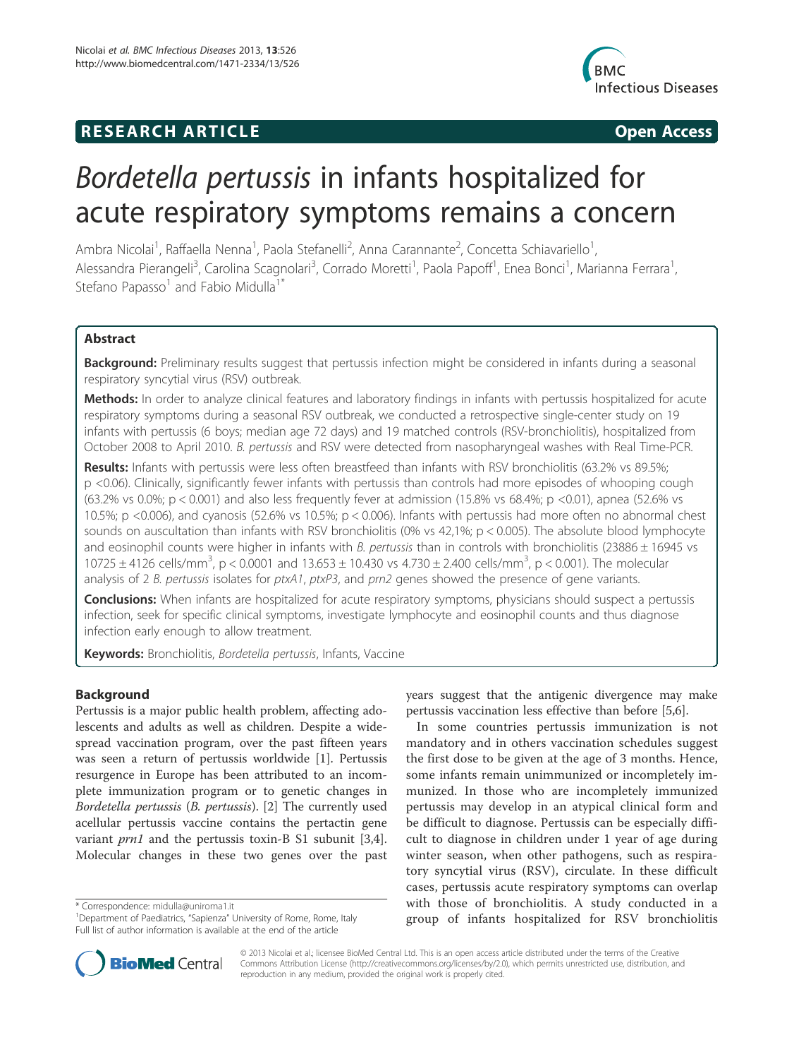**RESEARCH ARTICLE** **Open Access**

# *Bordetella pertussis* in infants hospitalized for acute respiratory symptoms remains a concern

Ambra Nicolai[1], Raffaella Nenna[1], Paola Stefanelli[2], Anna Carannante[2], Concetta Schiavariello[1], Alessandra Pierangeli[3], Carolina Scagnolari[3], Corrado Moretti[1], Paola Papoff[1], Enea Bonci[1], Marianna Ferrara[1], Stefano Papasso[1] and Fabio Midulla[1*]

## Abstract

**Background:** Preliminary results suggest that pertussis infection might be considered in infants during a seasonal respiratory syncytial virus (RSV) outbreak.

**Methods:** In order to analyze clinical features and laboratory findings in infants with pertussis hospitalized for acute respiratory symptoms during a seasonal RSV outbreak, we conducted a retrospective single-center study on 19 infants with pertussis (6 boys; median age 72 days) and 19 matched controls (RSV-bronchiolitis), hospitalized from October 2008 to April 2010. *B. pertussis* and RSV were detected from nasopharyngeal washes with Real Time-PCR.

**Results:** Infants with pertussis were less often breastfeed than infants with RSV bronchiolitis (63.2% vs 89.5%; $p < 0.06$). Clinically, significantly fewer infants with pertussis than controls had more episodes of whooping cough (63.2% vs 0.0%; $p < 0.001$) and also less frequently fever at admission (15.8% vs 68.4%; $p < 0.01$), apnea (52.6% vs 10.5%; $p < 0.006$), and cyanosis (52.6% vs 10.5%; $p < 0.006$). Infants with pertussis had more often no abnormal chest sounds on auscultation than infants with RSV bronchiolitis (0% vs 42,1%; $p < 0.005$). The absolute blood lymphocyte and eosinophil counts were higher in infants with *B. pertussis* than in controls with bronchiolitis ($23886 \pm 16945$ vs $10725 \pm 4126$ cells/mm$^3$, $p < 0.0001$ and $13.653 \pm 10.430$ vs $4.730 \pm 2.400$ cells/mm$^3$, $p < 0.001$). The molecular analysis of 2 *B. pertussis* isolates for *ptxA1*, *ptxP3*, and *prn2* genes showed the presence of gene variants.

**Conclusions:** When infants are hospitalized for acute respiratory symptoms, physicians should suspect a pertussis infection, seek for specific clinical symptoms, investigate lymphocyte and eosinophil counts and thus diagnose infection early enough to allow treatment.

**Keywords:** Bronchiolitis, *Bordetella pertussis*, Infants, Vaccine

## Background

Pertussis is a major public health problem, affecting adolescents and adults as well as children. Despite a widespread vaccination program, over the past fifteen years was seen a return of pertussis worldwide [1]. Pertussis resurgence in Europe has been attributed to an incomplete immunization program or to genetic changes in *Bordetella pertussis* (*B. pertussis*). [2] The currently used acellular pertussis vaccine contains the pertactin gene variant *prn1* and the pertussis toxin-B S1 subunit [3,4]. Molecular changes in these two genes over the past years suggest that the antigenic divergence may make pertussis vaccination less effective than before [5,6].

In some countries pertussis immunization is not mandatory and in others vaccination schedules suggest the first dose to be given at the age of 3 months. Hence, some infants remain unimmunized or incompletely immunized. In those who are incompletely immunized pertussis may develop in an atypical clinical form and be difficult to diagnose. Pertussis can be especially difficult to diagnose in children under 1 year of age during winter season, when other pathogens, such as respiratory syncytial virus (RSV), circulate. In these difficult cases, pertussis acute respiratory symptoms can overlap with those of bronchiolitis. A study conducted in a group of infants hospitalized for RSV bronchiolitis

\* Correspondence: midulla@uniroma1.it
[1]Department of Paediatrics, "Sapienza" University of Rome, Rome, Italy
Full list of author information is available at the end of the article

© 2013 Nicolai et al.; licensee BioMed Central Ltd. This is an open access article distributed under the terms of the Creative Commons Attribution License (http://creativecommons.org/licenses/by/2.0), which permits unrestricted use, distribution, and reproduction in any medium, provided the original work is properly cited.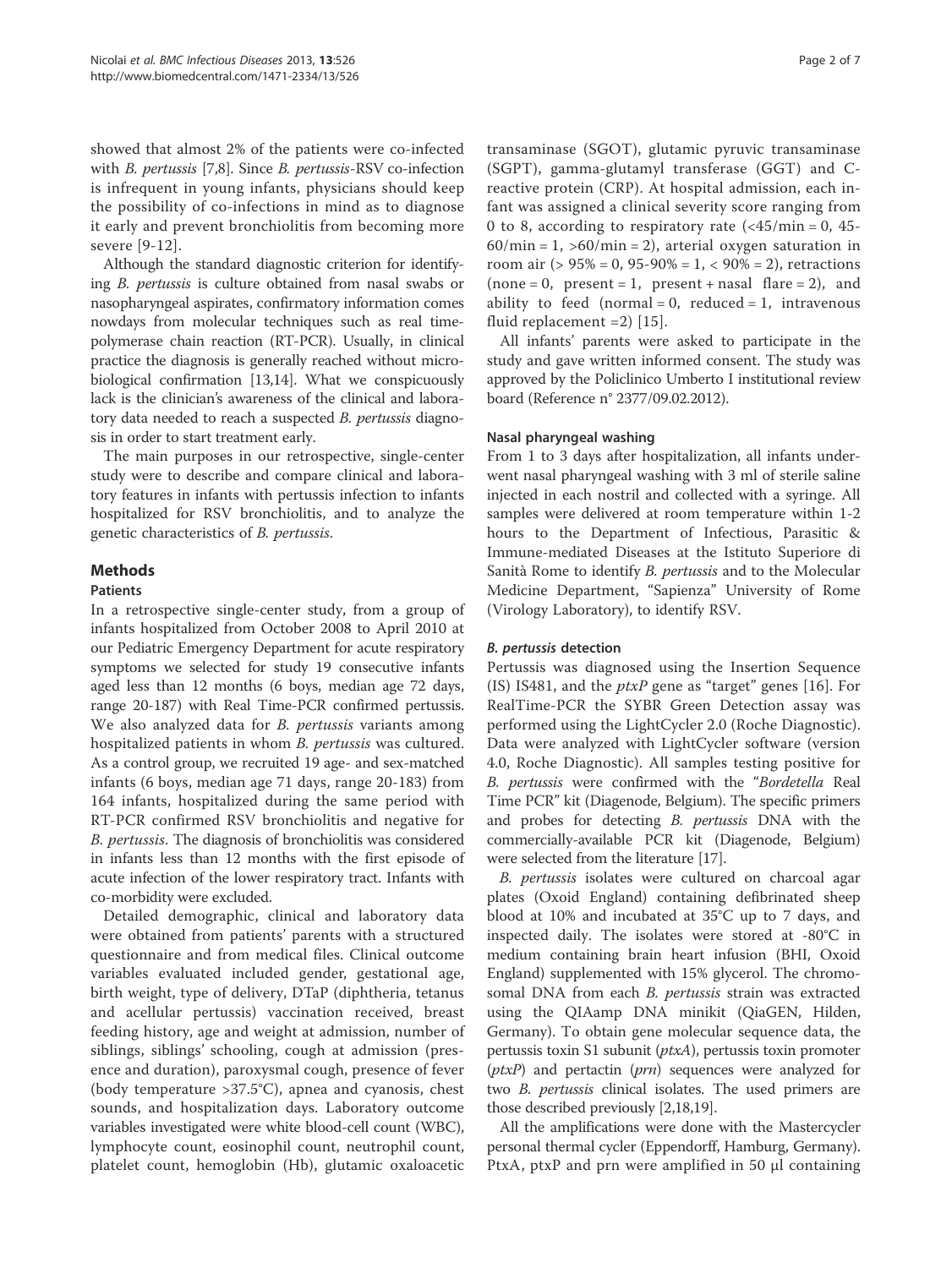showed that almost 2% of the patients were co-infected with *B. pertussis* [7,8]. Since *B. pertussis*-RSV co-infection is infrequent in young infants, physicians should keep the possibility of co-infections in mind as to diagnose it early and prevent bronchiolitis from becoming more severe [9-12].

Although the standard diagnostic criterion for identifying *B. pertussis* is culture obtained from nasal swabs or nasopharyngeal aspirates, confirmatory information comes nowdays from molecular techniques such as real time-polymerase chain reaction (RT-PCR). Usually, in clinical practice the diagnosis is generally reached without microbiological confirmation [13,14]. What we conspicuously lack is the clinician's awareness of the clinical and laboratory data needed to reach a suspected *B. pertussis* diagnosis in order to start treatment early.

The main purposes in our retrospective, single-center study were to describe and compare clinical and laboratory features in infants with pertussis infection to infants hospitalized for RSV bronchiolitis, and to analyze the genetic characteristics of *B. pertussis*.

## Methods

### Patients

In a retrospective single-center study, from a group of infants hospitalized from October 2008 to April 2010 at our Pediatric Emergency Department for acute respiratory symptoms we selected for study 19 consecutive infants aged less than 12 months (6 boys, median age 72 days, range 20-187) with Real Time-PCR confirmed pertussis. We also analyzed data for *B. pertussis* variants among hospitalized patients in whom *B. pertussis* was cultured. As a control group, we recruited 19 age- and sex-matched infants (6 boys, median age 71 days, range 20-183) from 164 infants, hospitalized during the same period with RT-PCR confirmed RSV bronchiolitis and negative for *B. pertussis*. The diagnosis of bronchiolitis was considered in infants less than 12 months with the first episode of acute infection of the lower respiratory tract. Infants with co-morbidity were excluded.

Detailed demographic, clinical and laboratory data were obtained from patients' parents with a structured questionnaire and from medical files. Clinical outcome variables evaluated included gender, gestational age, birth weight, type of delivery, DTaP (diphtheria, tetanus and acellular pertussis) vaccination received, breast feeding history, age and weight at admission, number of siblings, siblings' schooling, cough at admission (presence and duration), paroxysmal cough, presence of fever (body temperature >37.5°C), apnea and cyanosis, chest sounds, and hospitalization days. Laboratory outcome variables investigated were white blood-cell count (WBC), lymphocyte count, eosinophil count, neutrophil count, platelet count, hemoglobin (Hb), glutamic oxaloacetic transaminase (SGOT), glutamic pyruvic transaminase (SGPT), gamma-glutamyl transferase (GGT) and C-reactive protein (CRP). At hospital admission, each infant was assigned a clinical severity score ranging from 0 to 8, according to respiratory rate (<45/min = 0, 45-60/min = 1, >60/min = 2), arterial oxygen saturation in room air (> 95% = 0, 95-90% = 1, < 90% = 2), retractions (none = 0, present = 1, present + nasal flare = 2), and ability to feed (normal = 0, reduced = 1, intravenous fluid replacement =2) [15].

All infants' parents were asked to participate in the study and gave written informed consent. The study was approved by the Policlinico Umberto I institutional review board (Reference n° 2377/09.02.2012).

### Nasal pharyngeal washing

From 1 to 3 days after hospitalization, all infants underwent nasal pharyngeal washing with 3 ml of sterile saline injected in each nostril and collected with a syringe. All samples were delivered at room temperature within 1-2 hours to the Department of Infectious, Parasitic & Immune-mediated Diseases at the Istituto Superiore di Sanità Rome to identify *B. pertussis* and to the Molecular Medicine Department, "Sapienza" University of Rome (Virology Laboratory), to identify RSV.

### *B. pertussis* detection

Pertussis was diagnosed using the Insertion Sequence (IS) IS481, and the *ptxP* gene as "target" genes [16]. For RealTime-PCR the SYBR Green Detection assay was performed using the LightCycler 2.0 (Roche Diagnostic). Data were analyzed with LightCycler software (version 4.0, Roche Diagnostic). All samples testing positive for *B. pertussis* were confirmed with the "*Bordetella* Real Time PCR" kit (Diagenode, Belgium). The specific primers and probes for detecting *B. pertussis* DNA with the commercially-available PCR kit (Diagenode, Belgium) were selected from the literature [17].

*B. pertussis* isolates were cultured on charcoal agar plates (Oxoid England) containing defibrinated sheep blood at 10% and incubated at 35°C up to 7 days, and inspected daily. The isolates were stored at -80°C in medium containing brain heart infusion (BHI, Oxoid England) supplemented with 15% glycerol. The chromosomal DNA from each *B. pertussis* strain was extracted using the QIAamp DNA minikit (QiaGEN, Hilden, Germany). To obtain gene molecular sequence data, the pertussis toxin S1 subunit (*ptxA*), pertussis toxin promoter (*ptxP*) and pertactin (*prn*) sequences were analyzed for two *B. pertussis* clinical isolates. The used primers are those described previously [2,18,19].

All the amplifications were done with the Mastercycler personal thermal cycler (Eppendorff, Hamburg, Germany). PtxA, ptxP and prn were amplified in 50 μl containing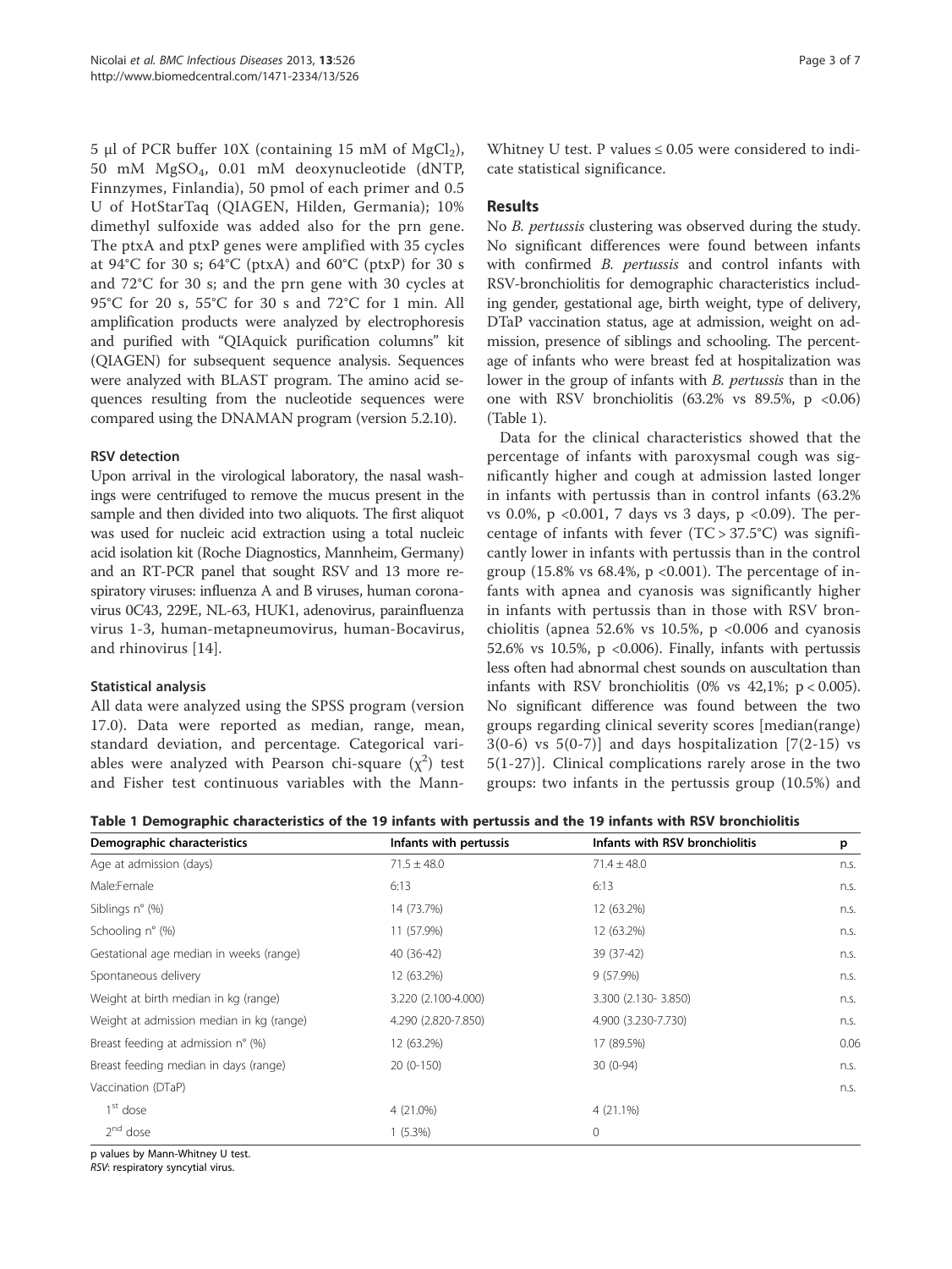5 μl of PCR buffer 10X (containing 15 mM of $MgCl_2$), 50 mM $MgSO_4$, 0.01 mM deoxynucleotide (dNTP, Finnzymes, Finlandia), 50 pmol of each primer and 0.5 U of HotStarTaq (QIAGEN, Hilden, Germania); 10% dimethyl sulfoxide was added also for the prn gene. The ptxA and ptxP genes were amplified with 35 cycles at 94°C for 30 s; 64°C (ptxA) and 60°C (ptxP) for 30 s and 72°C for 30 s; and the prn gene with 30 cycles at 95°C for 20 s, 55°C for 30 s and 72°C for 1 min. All amplification products were analyzed by electrophoresis and purified with "QIAquick purification columns" kit (QIAGEN) for subsequent sequence analysis. Sequences were analyzed with BLAST program. The amino acid sequences resulting from the nucleotide sequences were compared using the DNAMAN program (version 5.2.10).

### RSV detection

Upon arrival in the virological laboratory, the nasal washings were centrifuged to remove the mucus present in the sample and then divided into two aliquots. The first aliquot was used for nucleic acid extraction using a total nucleic acid isolation kit (Roche Diagnostics, Mannheim, Germany) and an RT-PCR panel that sought RSV and 13 more respiratory viruses: influenza A and B viruses, human coronavirus 0C43, 229E, NL-63, HUK1, adenovirus, parainfluenza virus 1-3, human-metapneumovirus, human-Bocavirus, and rhinovirus [14].

### Statistical analysis

All data were analyzed using the SPSS program (version 17.0). Data were reported as median, range, mean, standard deviation, and percentage. Categorical variables were analyzed with Pearson chi-square ($\chi^2$) test and Fisher test continuous variables with the Mann-Whitney U test. P values ≤ 0.05 were considered to indicate statistical significance.

## Results

No *B. pertussis* clustering was observed during the study. No significant differences were found between infants with confirmed *B. pertussis* and control infants with RSV-bronchiolitis for demographic characteristics including gender, gestational age, birth weight, type of delivery, DTaP vaccination status, age at admission, weight on admission, presence of siblings and schooling. The percentage of infants who were breast fed at hospitalization was lower in the group of infants with *B. pertussis* than in the one with RSV bronchiolitis (63.2% vs 89.5%, $p < 0.06$) (Table 1).

Data for the clinical characteristics showed that the percentage of infants with paroxysmal cough was significantly higher and cough at admission lasted longer in infants with pertussis than in control infants (63.2% vs 0.0%, $p < 0.001$, 7 days vs 3 days, $p < 0.09$). The percentage of infants with fever (TC > 37.5°C) was significantly lower in infants with pertussis than in the control group (15.8% vs 68.4%, $p < 0.001$). The percentage of infants with apnea and cyanosis was significantly higher in infants with pertussis than in those with RSV bronchiolitis (apnea 52.6% vs 10.5%, $p < 0.006$ and cyanosis 52.6% vs 10.5%, $p < 0.006$). Finally, infants with pertussis less often had abnormal chest sounds on auscultation than infants with RSV bronchiolitis (0% vs 42,1%; $p < 0.005$). No significant difference was found between the two groups regarding clinical severity scores [median(range) 3(0-6) vs 5(0-7)] and days hospitalization [7(2-15) vs 5(1-27)]. Clinical complications rarely arose in the two groups: two infants in the pertussis group (10.5%) and

**Table 1 Demographic characteristics of the 19 infants with pertussis and the 19 infants with RSV bronchiolitis**

| Demographic characteristics | Infants with pertussis | Infants with RSV bronchiolitis | p |
|---|---|---|---|
| Age at admission (days) | 71.5 ± 48.0 | 71.4 ± 48.0 | n.s. |
| Male:Female | 6:13 | 6:13 | n.s. |
| Siblings n° (%) | 14 (73.7%) | 12 (63.2%) | n.s. |
| Schooling n° (%) | 11 (57.9%) | 12 (63.2%) | n.s. |
| Gestational age median in weeks (range) | 40 (36-42) | 39 (37-42) | n.s. |
| Spontaneous delivery | 12 (63.2%) | 9 (57.9%) | n.s. |
| Weight at birth median in kg (range) | 3.220 (2.100-4.000) | 3.300 (2.130- 3.850) | n.s. |
| Weight at admission median in kg (range) | 4.290 (2.820-7.850) | 4.900 (3.230-7.730) | n.s. |
| Breast feeding at admission n° (%) | 12 (63.2%) | 17 (89.5%) | 0.06 |
| Breast feeding median in days (range) | 20 (0-150) | 30 (0-94) | n.s. |
| Vaccination (DTaP) | | | n.s. |
| 1st dose | 4 (21.0%) | 4 (21.1%) | |
| 2nd dose | 1 (5.3%) | 0 | |

p values by Mann-Whitney U test.
*RSV*: respiratory syncytial virus.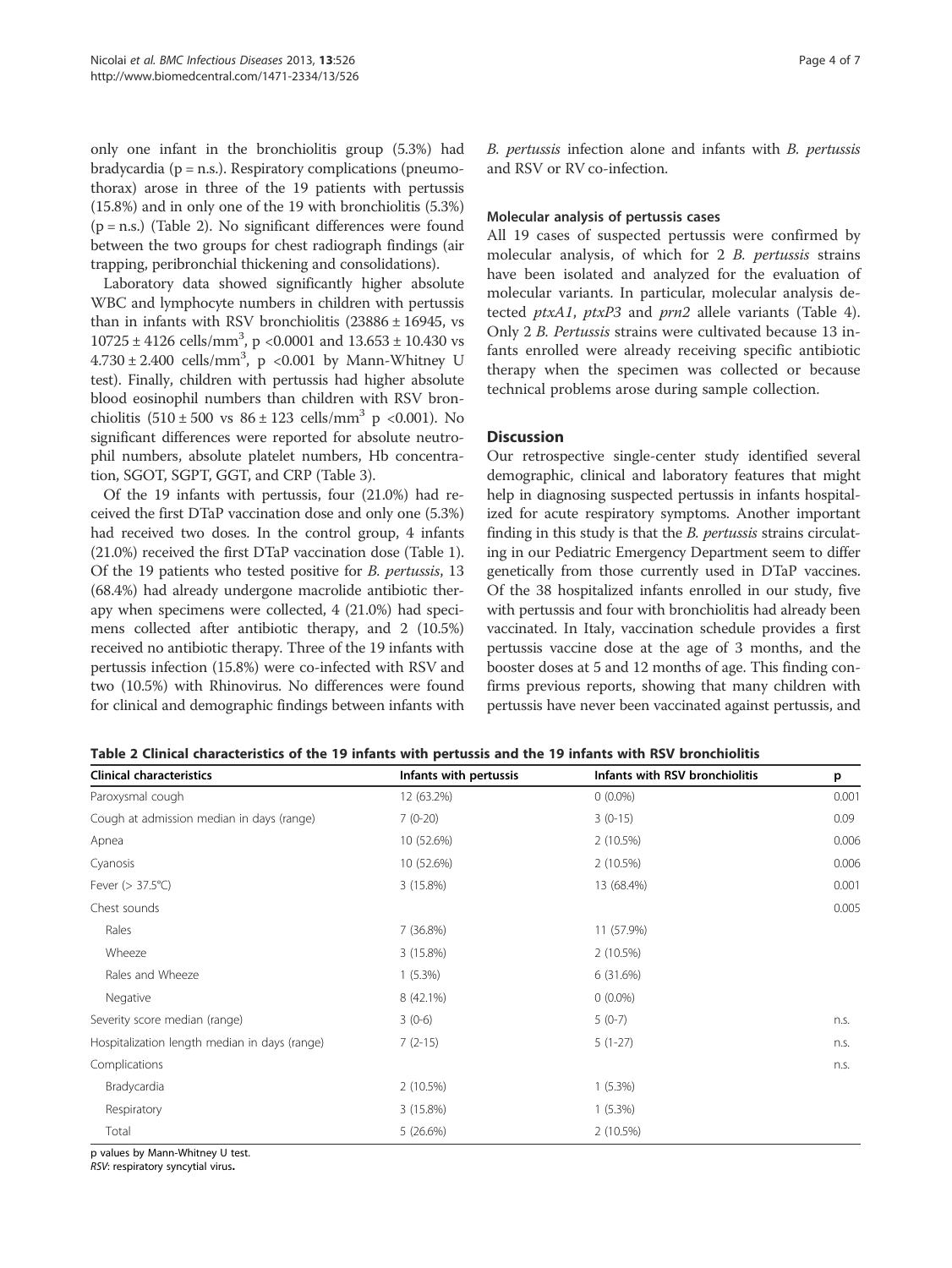only one infant in the bronchiolitis group (5.3%) had bradycardia (p = n.s.). Respiratory complications (pneumothorax) arose in three of the 19 patients with pertussis (15.8%) and in only one of the 19 with bronchiolitis (5.3%) (p = n.s.) (Table 2). No significant differences were found between the two groups for chest radiograph findings (air trapping, peribronchial thickening and consolidations).

Laboratory data showed significantly higher absolute WBC and lymphocyte numbers in children with pertussis than in infants with RSV bronchiolitis (23886 ± 16945, vs 10725 ± 4126 cells/mm$^3$, p <0.0001 and 13.653 ± 10.430 vs 4.730 ± 2.400 cells/mm$^3$, p <0.001 by Mann-Whitney U test). Finally, children with pertussis had higher absolute blood eosinophil numbers than children with RSV bronchiolitis (510 ± 500 vs 86 ± 123 cells/mm$^3$ p <0.001). No significant differences were reported for absolute neutrophil numbers, absolute platelet numbers, Hb concentration, SGOT, SGPT, GGT, and CRP (Table 3).

Of the 19 infants with pertussis, four (21.0%) had received the first DTaP vaccination dose and only one (5.3%) had received two doses. In the control group, 4 infants (21.0%) received the first DTaP vaccination dose (Table 1). Of the 19 patients who tested positive for *B. pertussis*, 13 (68.4%) had already undergone macrolide antibiotic therapy when specimens were collected, 4 (21.0%) had specimens collected after antibiotic therapy, and 2 (10.5%) received no antibiotic therapy. Three of the 19 infants with pertussis infection (15.8%) were co-infected with RSV and two (10.5%) with Rhinovirus. No differences were found for clinical and demographic findings between infants with *B. pertussis* infection alone and infants with *B. pertussis* and RSV or RV co-infection.

### Molecular analysis of pertussis cases

All 19 cases of suspected pertussis were confirmed by molecular analysis, of which for 2 *B. pertussis* strains have been isolated and analyzed for the evaluation of molecular variants. In particular, molecular analysis detected *ptxA1*, *ptxP3* and *prn2* allele variants (Table 4). Only 2 *B. Pertussis* strains were cultivated because 13 infants enrolled were already receiving specific antibiotic therapy when the specimen was collected or because technical problems arose during sample collection.

## Discussion

Our retrospective single-center study identified several demographic, clinical and laboratory features that might help in diagnosing suspected pertussis in infants hospitalized for acute respiratory symptoms. Another important finding in this study is that the *B. pertussis* strains circulating in our Pediatric Emergency Department seem to differ genetically from those currently used in DTaP vaccines. Of the 38 hospitalized infants enrolled in our study, five with pertussis and four with bronchiolitis had already been vaccinated. In Italy, vaccination schedule provides a first pertussis vaccine dose at the age of 3 months, and the booster doses at 5 and 12 months of age. This finding confirms previous reports, showing that many children with pertussis have never been vaccinated against pertussis, and

**Table 2 Clinical characteristics of the 19 infants with pertussis and the 19 infants with RSV bronchiolitis**

| Clinical characteristics | Infants with pertussis | Infants with RSV bronchiolitis | p |
|---|---|---|---|
| Paroxysmal cough | 12 (63.2%) | 0 (0.0%) | 0.001 |
| Cough at admission median in days (range) | 7 (0-20) | 3 (0-15) | 0.09 |
| Apnea | 10 (52.6%) | 2 (10.5%) | 0.006 |
| Cyanosis | 10 (52.6%) | 2 (10.5%) | 0.006 |
| Fever (> 37.5°C) | 3 (15.8%) | 13 (68.4%) | 0.001 |
| Chest sounds | | | 0.005 |
| Rales | 7 (36.8%) | 11 (57.9%) | |
| Wheeze | 3 (15.8%) | 2 (10.5%) | |
| Rales and Wheeze | 1 (5.3%) | 6 (31.6%) | |
| Negative | 8 (42.1%) | 0 (0.0%) | |
| Severity score median (range) | 3 (0-6) | 5 (0-7) | n.s. |
| Hospitalization length median in days (range) | 7 (2-15) | 5 (1-27) | n.s. |
| Complications | | | n.s. |
| Bradycardia | 2 (10.5%) | 1 (5.3%) | |
| Respiratory | 3 (15.8%) | 1 (5.3%) | |
| Total | 5 (26.6%) | 2 (10.5%) | |

p values by Mann-Whitney U test.
*RSV*: respiratory syncytial virus.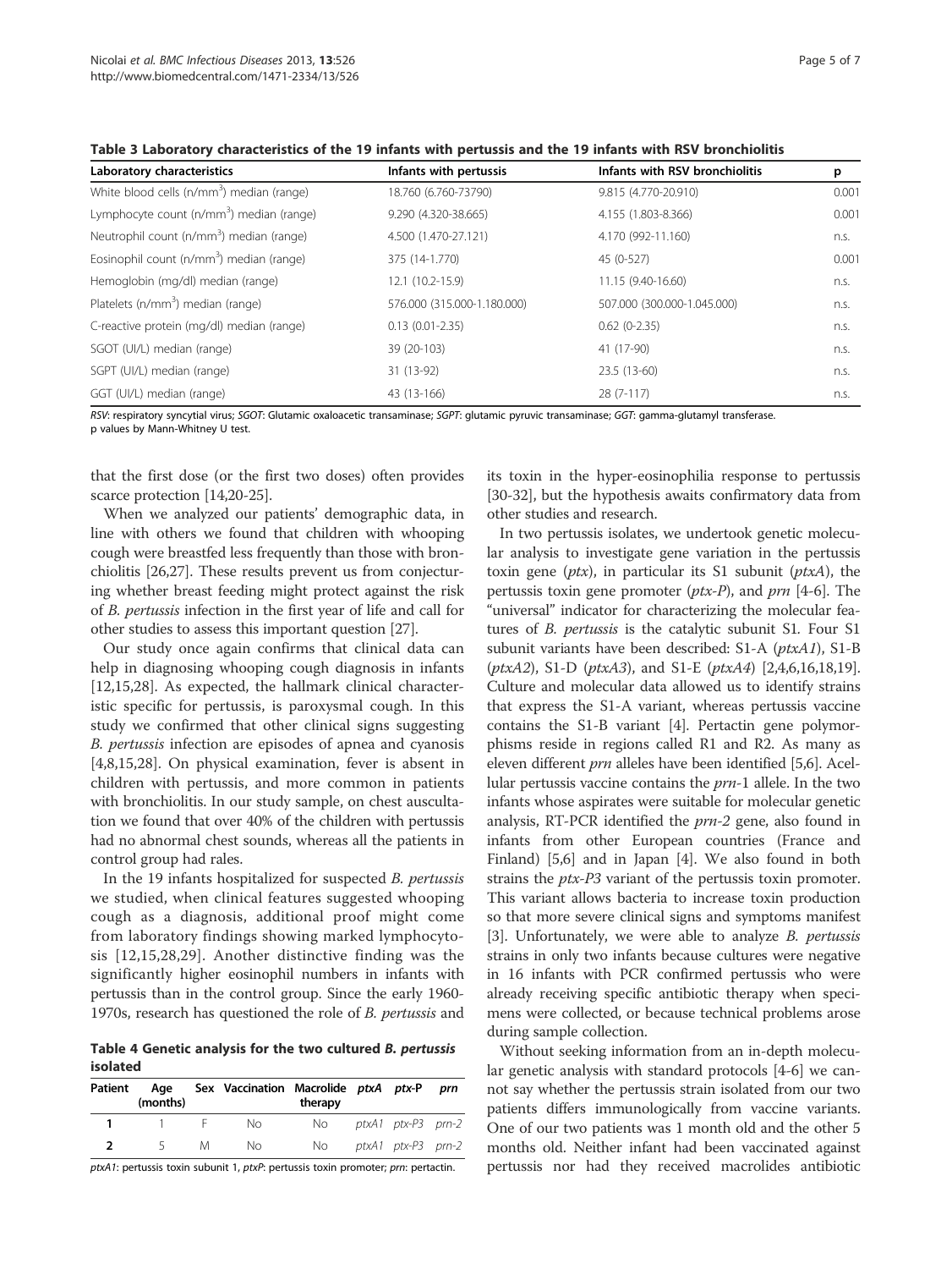**Table 3 Laboratory characteristics of the 19 infants with pertussis and the 19 infants with RSV bronchiolitis**

| Laboratory characteristics | Infants with pertussis | Infants with RSV bronchiolitis | p |
|---|---|---|---|
| White blood cells (n/mm$^3$) median (range) | 18.760 (6.760-73790) | 9.815 (4.770-20.910) | 0.001 |
| Lymphocyte count (n/mm$^3$) median (range) | 9.290 (4.320-38.665) | 4.155 (1.803-8.366) | 0.001 |
| Neutrophil count (n/mm$^3$) median (range) | 4.500 (1.470-27.121) | 4.170 (992-11.160) | n.s. |
| Eosinophil count (n/mm$^3$) median (range) | 375 (14-1.770) | 45 (0-527) | 0.001 |
| Hemoglobin (mg/dl) median (range) | 12.1 (10.2-15.9) | 11.15 (9.40-16.60) | n.s. |
| Platelets (n/mm$^3$) median (range) | 576.000 (315.000-1.180.000) | 507.000 (300.000-1.045.000) | n.s. |
| C-reactive protein (mg/dl) median (range) | 0.13 (0.01-2.35) | 0.62 (0-2.35) | n.s. |
| SGOT (UI/L) median (range) | 39 (20-103) | 41 (17-90) | n.s. |
| SGPT (UI/L) median (range) | 31 (13-92) | 23.5 (13-60) | n.s. |
| GGT (UI/L) median (range) | 43 (13-166) | 28 (7-117) | n.s. |

*RSV*: respiratory syncytial virus; *SGOT*: Glutamic oxaloacetic transaminase; *SGPT*: glutamic pyruvic transaminase; *GGT*: gamma-glutamyl transferase.
p values by Mann-Whitney U test.

that the first dose (or the first two doses) often provides scarce protection [14,20-25].

When we analyzed our patients' demographic data, in line with others we found that children with whooping cough were breastfed less frequently than those with bronchiolitis [26,27]. These results prevent us from conjecturing whether breast feeding might protect against the risk of *B. pertussis* infection in the first year of life and call for other studies to assess this important question [27].

Our study once again confirms that clinical data can help in diagnosing whooping cough diagnosis in infants [12,15,28]. As expected, the hallmark clinical characteristic specific for pertussis, is paroxysmal cough. In this study we confirmed that other clinical signs suggesting *B. pertussis* infection are episodes of apnea and cyanosis [4,8,15,28]. On physical examination, fever is absent in children with pertussis, and more common in patients with bronchiolitis. In our study sample, on chest auscultation we found that over 40% of the children with pertussis had no abnormal chest sounds, whereas all the patients in control group had rales.

In the 19 infants hospitalized for suspected *B. pertussis* we studied, when clinical features suggested whooping cough as a diagnosis, additional proof might come from laboratory findings showing marked lymphocytosis [12,15,28,29]. Another distinctive finding was the significantly higher eosinophil numbers in infants with pertussis than in the control group. Since the early 1960-1970s, research has questioned the role of *B. pertussis* and its toxin in the hyper-eosinophilia response to pertussis [30-32], but the hypothesis awaits confirmatory data from other studies and research.

In two pertussis isolates, we undertook genetic molecular analysis to investigate gene variation in the pertussis toxin gene (*ptx*), in particular its S1 subunit (*ptxA*), the pertussis toxin gene promoter (*ptx-P*), and *prn* [4-6]. The "universal" indicator for characterizing the molecular features of *B. pertussis* is the catalytic subunit S1. Four S1 subunit variants have been described: S1-A (*ptxA1*), S1-B (*ptxA2*), S1-D (*ptxA3*), and S1-E (*ptxA4*) [2,4,6,16,18,19]. Culture and molecular data allowed us to identify strains that express the S1-A variant, whereas pertussis vaccine contains the S1-B variant [4]. Pertactin gene polymorphisms reside in regions called R1 and R2. As many as eleven different *prn* alleles have been identified [5,6]. Acellular pertussis vaccine contains the *prn*-1 allele. In the two infants whose aspirates were suitable for molecular genetic analysis, RT-PCR identified the *prn-2* gene, also found in infants from other European countries (France and Finland) [5,6] and in Japan [4]. We also found in both strains the *ptx-P3* variant of the pertussis toxin promoter. This variant allows bacteria to increase toxin production so that more severe clinical signs and symptoms manifest [3]. Unfortunately, we were able to analyze *B. pertussis* strains in only two infants because cultures were negative in 16 infants with PCR confirmed pertussis who were already receiving specific antibiotic therapy when specimens were collected, or because technical problems arose during sample collection.

Without seeking information from an in-depth molecular genetic analysis with standard protocols [4-6] we cannot say whether the pertussis strain isolated from our two patients differs immunologically from vaccine variants. One of our two patients was 1 month old and the other 5 months old. Neither infant had been vaccinated against pertussis nor had they received macrolides antibiotic

**Table 4 Genetic analysis for the two cultured *B. pertussis* isolated**

| Patient | Age (months) | Sex | Vaccination | Macrolide therapy | *ptxA* | *ptx-P* | *prn* |
|---|---|---|---|---|---|---|---|
| 1 | 1 | F | No | No | *ptxA1* | *ptx-P3* | *prn-2* |
| 2 | 5 | M | No | No | *ptxA1* | *ptx-P3* | *prn-2* |

*ptxA1*: pertussis toxin subunit 1, *ptxP*: pertussis toxin promoter; *prn*: pertactin.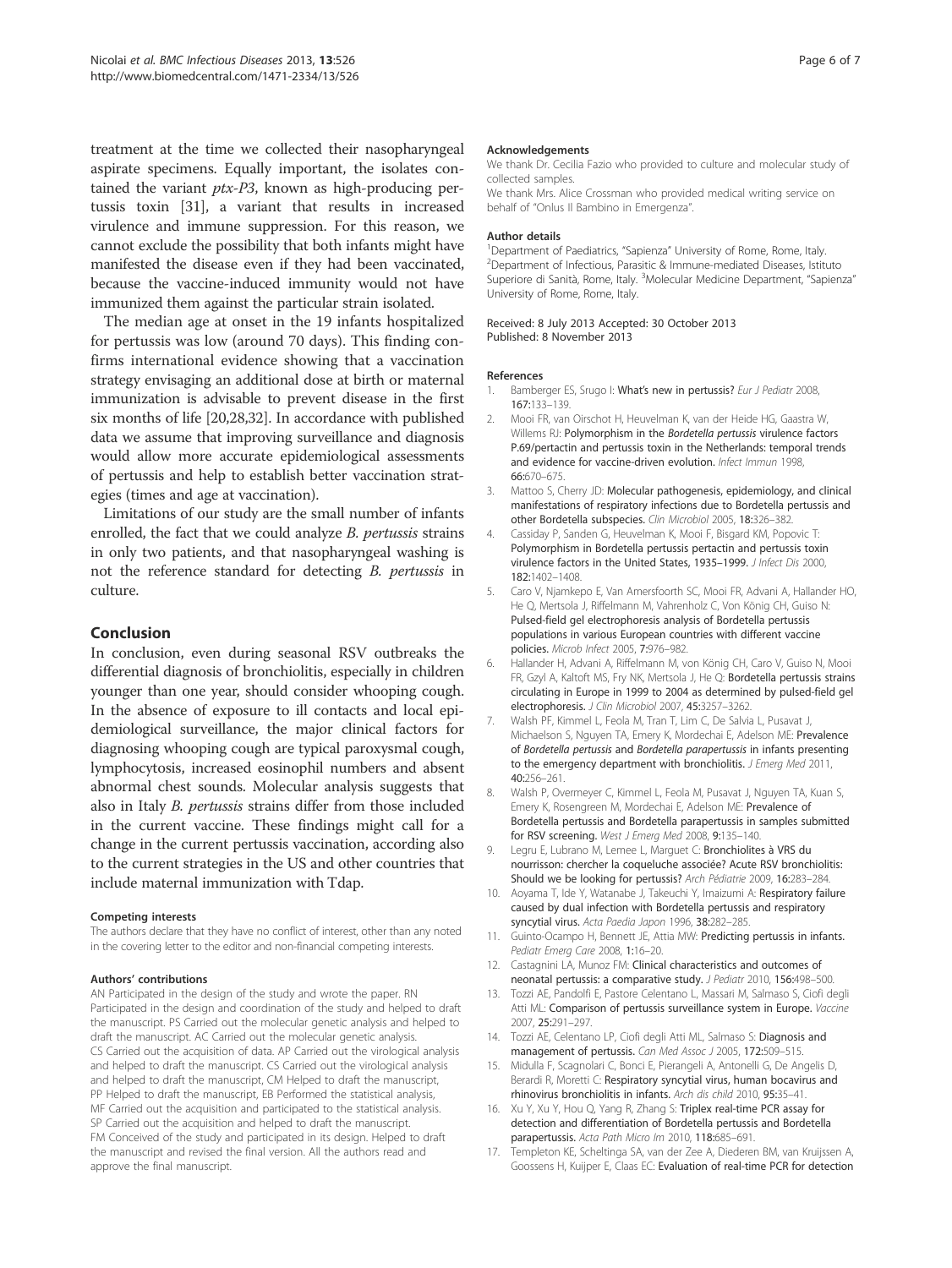treatment at the time we collected their nasopharyngeal aspirate specimens. Equally important, the isolates contained the variant *ptx-P3*, known as high-producing pertussis toxin [31], a variant that results in increased virulence and immune suppression. For this reason, we cannot exclude the possibility that both infants might have manifested the disease even if they had been vaccinated, because the vaccine-induced immunity would not have immunized them against the particular strain isolated.

The median age at onset in the 19 infants hospitalized for pertussis was low (around 70 days). This finding confirms international evidence showing that a vaccination strategy envisaging an additional dose at birth or maternal immunization is advisable to prevent disease in the first six months of life [20,28,32]. In accordance with published data we assume that improving surveillance and diagnosis would allow more accurate epidemiological assessments of pertussis and help to establish better vaccination strategies (times and age at vaccination).

Limitations of our study are the small number of infants enrolled, the fact that we could analyze *B. pertussis* strains in only two patients, and that nasopharyngeal washing is not the reference standard for detecting *B. pertussis* in culture.

## Conclusion

In conclusion, even during seasonal RSV outbreaks the differential diagnosis of bronchiolitis, especially in children younger than one year, should consider whooping cough. In the absence of exposure to ill contacts and local epidemiological surveillance, the major clinical factors for diagnosing whooping cough are typical paroxysmal cough, lymphocytosis, increased eosinophil numbers and absent abnormal chest sounds. Molecular analysis suggests that also in Italy *B. pertussis* strains differ from those included in the current vaccine. These findings might call for a change in the current pertussis vaccination, according also to the current strategies in the US and other countries that include maternal immunization with Tdap.

#### Competing interests

The authors declare that they have no conflict of interest, other than any noted in the covering letter to the editor and non-financial competing interests.

#### Authors' contributions

AN Participated in the design of the study and wrote the paper. RN Participated in the design and coordination of the study and helped to draft the manuscript. PS Carried out the molecular genetic analysis and helped to draft the manuscript. AC Carried out the molecular genetic analysis. CS Carried out the acquisition of data. AP Carried out the virological analysis and helped to draft the manuscript. CS Carried out the virological analysis and helped to draft the manuscript, CM Helped to draft the manuscript, PP Helped to draft the manuscript, EB Performed the statistical analysis, MF Carried out the acquisition and participated to the statistical analysis. SP Carried out the acquisition and helped to draft the manuscript. FM Conceived of the study and participated in its design. Helped to draft the manuscript and revised the final version. All the authors read and approve the final manuscript.

#### Acknowledgements

We thank Dr. Cecilia Fazio who provided to culture and molecular study of collected samples.
We thank Mrs. Alice Crossman who provided medical writing service on behalf of "Onlus Il Bambino in Emergenza".

#### Author details

[1]Department of Paediatrics, "Sapienza" University of Rome, Rome, Italy. [2]Department of Infectious, Parasitic & Immune-mediated Diseases, Istituto Superiore di Sanità, Rome, Italy. [3]Molecular Medicine Department, "Sapienza" University of Rome, Rome, Italy.

Received: 8 July 2013 Accepted: 30 October 2013
Published: 8 November 2013

#### References

1. Bamberger ES, Srugo I: **What's new in pertussis?** *Eur J Pediatr* 2008, **167**:133–139.
2. Mooi FR, van Oirschot H, Heuvelman K, van der Heide HG, Gaastra W, Willems RJ: **Polymorphism in the *Bordetella pertussis* virulence factors P.69/pertactin and pertussis toxin in the Netherlands: temporal trends and evidence for vaccine-driven evolution.** *Infect Immun* 1998, **66**:670–675.
3. Mattoo S, Cherry JD: **Molecular pathogenesis, epidemiology, and clinical manifestations of respiratory infections due to Bordetella pertussis and other Bordetella subspecies.** *Clin Microbiol* 2005, **18**:326–382.
4. Cassiday P, Sanden G, Heuvelman K, Mooi F, Bisgard KM, Popovic T: **Polymorphism in Bordetella pertussis pertactin and pertussis toxin virulence factors in the United States, 1935–1999.** *J Infect Dis* 2000, **182**:1402–1408.
5. Caro V, Njamkepo E, Van Amersfoorth SC, Mooi FR, Advani A, Hallander HO, He Q, Mertsola J, Riffelmann M, Vahrenholz C, Von König CH, Guiso N: **Pulsed-field gel electrophoresis analysis of Bordetella pertussis populations in various European countries with different vaccine policies.** *Microb Infect* 2005, **7**:976–982.
6. Hallander H, Advani A, Riffelmann M, von König CH, Caro V, Guiso N, Mooi FR, Gzyl A, Kaltoft MS, Fry NK, Mertsola J, He Q: **Bordetella pertussis strains circulating in Europe in 1999 to 2004 as determined by pulsed-field gel electrophoresis.** *J Clin Microbiol* 2007, **45**:3257–3262.
7. Walsh PF, Kimmel L, Feola M, Tran T, Lim C, De Salvia L, Pusavat J, Michaelson S, Nguyen TA, Emery K, Mordechai E, Adelson ME: **Prevalence of *Bordetella pertussis* and *Bordetella parapertussis* in infants presenting to the emergency department with bronchiolitis.** *J Emerg Med* 2011, **40**:256–261.
8. Walsh P, Overmeyer C, Kimmel L, Feola M, Pusavat J, Nguyen TA, Kuan S, Emery K, Rosengreen M, Mordechai E, Adelson ME: **Prevalence of Bordetella pertussis and Bordetella parapertussis in samples submitted for RSV screening.** *West J Emerg Med* 2008, **9**:135–140.
9. Legru E, Lubrano M, Lemee L, Marguet C: **Bronchiolites à VRS du nourrisson: chercher la coqueluche associée? Acute RSV bronchiolitis: Should we be looking for pertussis?** *Arch Pédiatrie* 2009, **16**:283–284.
10. Aoyama T, Ide Y, Watanabe J, Takeuchi Y, Imaizumi A: **Respiratory failure caused by dual infection with Bordetella pertussis and respiratory syncytial virus.** *Acta Paedia Japon* 1996, **38**:282–285.
11. Guinto-Ocampo H, Bennett JE, Attia MW: **Predicting pertussis in infants.** *Pediatr Emerg Care* 2008, **1**:16–20.
12. Castagnini LA, Munoz FM: **Clinical characteristics and outcomes of neonatal pertussis: a comparative study.** *J Pediatr* 2010, **156**:498–500.
13. Tozzi AE, Pandolfi E, Pastore Celentano L, Massari M, Salmaso S, Ciofi degli Atti ML: **Comparison of pertussis surveillance system in Europe.** *Vaccine* 2007, **25**:291–297.
14. Tozzi AE, Celentano LP, Ciofi degli Atti ML, Salmaso S: **Diagnosis and management of pertussis.** *Can Med Assoc J* 2005, **172**:509–515.
15. Midulla F, Scagnolari C, Bonci E, Pierangeli A, Antonelli G, De Angelis D, Berardi R, Moretti C: **Respiratory syncytial virus, human bocavirus and rhinovirus bronchiolitis in infants.** *Arch dis child* 2010, **95**:35–41.
16. Xu Y, Xu Y, Hou Q, Yang R, Zhang S: **Triplex real-time PCR assay for detection and differentiation of Bordetella pertussis and Bordetella parapertussis.** *Acta Path Micro Im* 2010, **118**:685–691.
17. Templeton KE, Scheltinga SA, van der Zee A, Diederen BM, van Kruijssen A, Goossens H, Kuijper E, Claas EC: **Evaluation of real-time PCR for detection**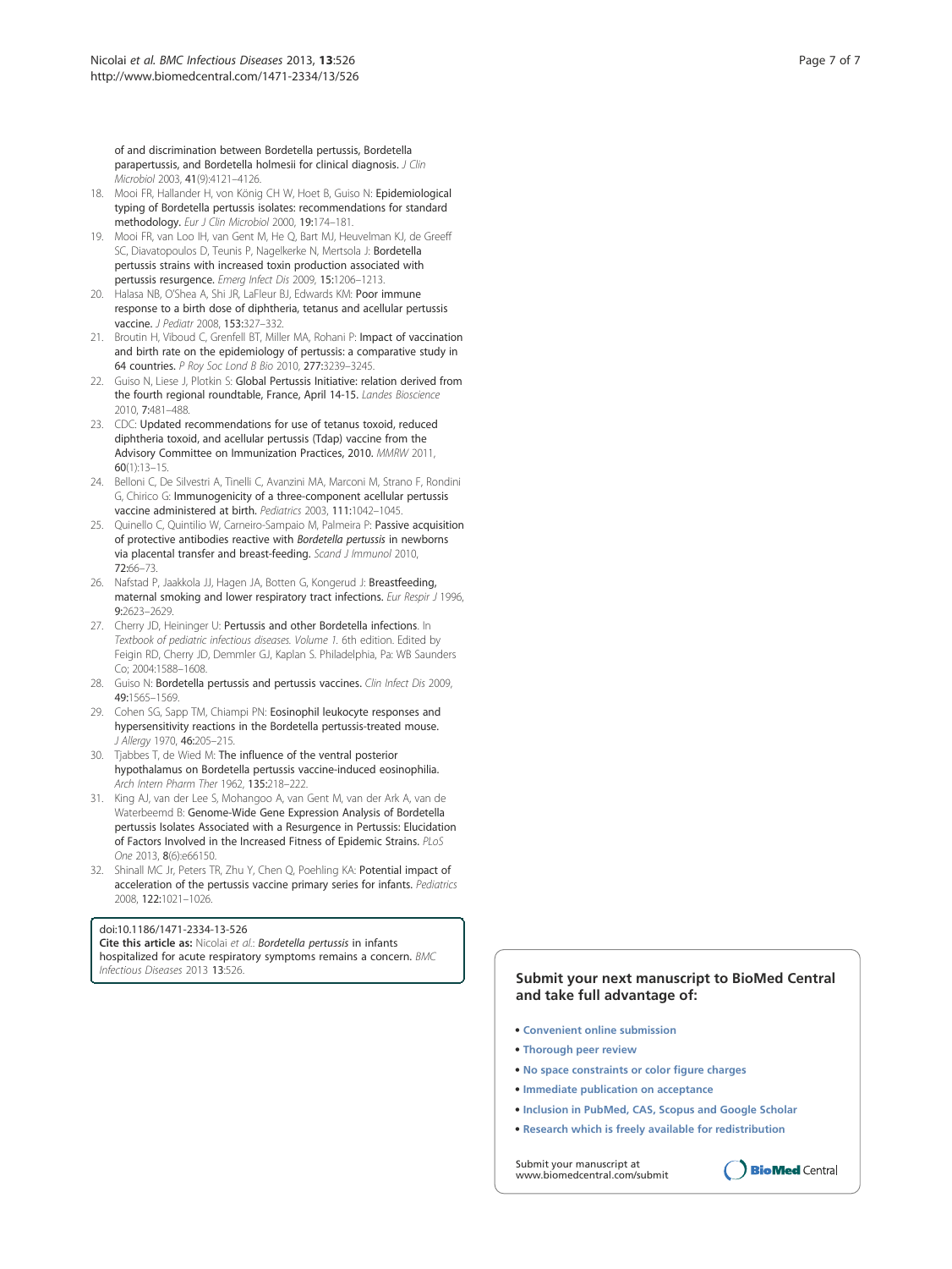of and discrimination between Bordetella pertussis, Bordetella parapertussis, and Bordetella holmesii for clinical diagnosis. *J Clin Microbiol* 2003, **41**(9):4121–4126.

18. Mooi FR, Hallander H, von König CH W, Hoet B, Guiso N: **Epidemiological typing of Bordetella pertussis isolates: recommendations for standard methodology.** *Eur J Clin Microbiol* 2000, **19**:174–181.
19. Mooi FR, van Loo IH, van Gent M, He Q, Bart MJ, Heuvelman KJ, de Greeff SC, Diavatopoulos D, Teunis P, Nagelkerke N, Mertsola J: **Bordetella pertussis strains with increased toxin production associated with pertussis resurgence.** *Emerg Infect Dis* 2009, **15**:1206–1213.
20. Halasa NB, O'Shea A, Shi JR, LaFleur BJ, Edwards KM: **Poor immune response to a birth dose of diphtheria, tetanus and acellular pertussis vaccine.** *J Pediatr* 2008, **153**:327–332.
21. Broutin H, Viboud C, Grenfell BT, Miller MA, Rohani P: **Impact of vaccination and birth rate on the epidemiology of pertussis: a comparative study in 64 countries.** *P Roy Soc Lond B Bio* 2010, **277**:3239–3245.
22. Guiso N, Liese J, Plotkin S: **Global Pertussis Initiative: relation derived from the fourth regional roundtable, France, April 14-15.** *Landes Bioscience* 2010, **7**:481–488.
23. CDC: **Updated recommendations for use of tetanus toxoid, reduced diphtheria toxoid, and acellular pertussis (Tdap) vaccine from the Advisory Committee on Immunization Practices, 2010.** *MMRW* 2011, **60**(1):13–15.
24. Belloni C, De Silvestri A, Tinelli C, Avanzini MA, Marconi M, Strano F, Rondini G, Chirico G: **Immunogenicity of a three-component acellular pertussis vaccine administered at birth.** *Pediatrics* 2003, **111**:1042–1045.
25. Quinello C, Quintilio W, Carneiro-Sampaio M, Palmeira P: **Passive acquisition of protective antibodies reactive with *Bordetella pertussis* in newborns via placental transfer and breast-feeding.** *Scand J Immunol* 2010, **72**:66–73.
26. Nafstad P, Jaakkola JJ, Hagen JA, Botten G, Kongerud J: **Breastfeeding, maternal smoking and lower respiratory tract infections.** *Eur Respir J* 1996, **9**:2623–2629.
27. Cherry JD, Heininger U: **Pertussis and other Bordetella infections.** In *Textbook of pediatric infectious diseases. Volume 1.* 6th edition. Edited by Feigin RD, Cherry JD, Demmler GJ, Kaplan S. Philadelphia, Pa: WB Saunders Co; 2004:1588–1608.
28. Guiso N: **Bordetella pertussis and pertussis vaccines.** *Clin Infect Dis* 2009, **49**:1565–1569.
29. Cohen SG, Sapp TM, Chiampi PN: **Eosinophil leukocyte responses and hypersensitivity reactions in the Bordetella pertussis-treated mouse.** *J Allergy* 1970, **46**:205–215.
30. Tjabbes T, de Wied M: **The influence of the ventral posterior hypothalamus on Bordetella pertussis vaccine-induced eosinophilia.** *Arch Intern Pharm Ther* 1962, **135**:218–222.
31. King AJ, van der Lee S, Mohangoo A, van Gent M, van der Ark A, van de Waterbeemd B: **Genome-Wide Gene Expression Analysis of Bordetella pertussis Isolates Associated with a Resurgence in Pertussis: Elucidation of Factors Involved in the Increased Fitness of Epidemic Strains.** *PLoS One* 2013, **8**(6):e66150.
32. Shinall MC Jr, Peters TR, Zhu Y, Chen Q, Poehling KA: **Potential impact of acceleration of the pertussis vaccine primary series for infants.** *Pediatrics* 2008, **122**:1021–1026.

doi:10.1186/1471-2334-13-526
**Cite this article as:** Nicolai *et al.*: *Bordetella pertussis* in infants hospitalized for acute respiratory symptoms remains a concern. *BMC Infectious Diseases* 2013 **13**:526.

**Submit your next manuscript to BioMed Central and take full advantage of:**

- **Convenient online submission**
- **Thorough peer review**
- **No space constraints or color figure charges**
- **Immediate publication on acceptance**
- **Inclusion in PubMed, CAS, Scopus and Google Scholar**
- **Research which is freely available for redistribution**

Submit your manuscript at
www.biomedcentral.com/submit

BioMed Central